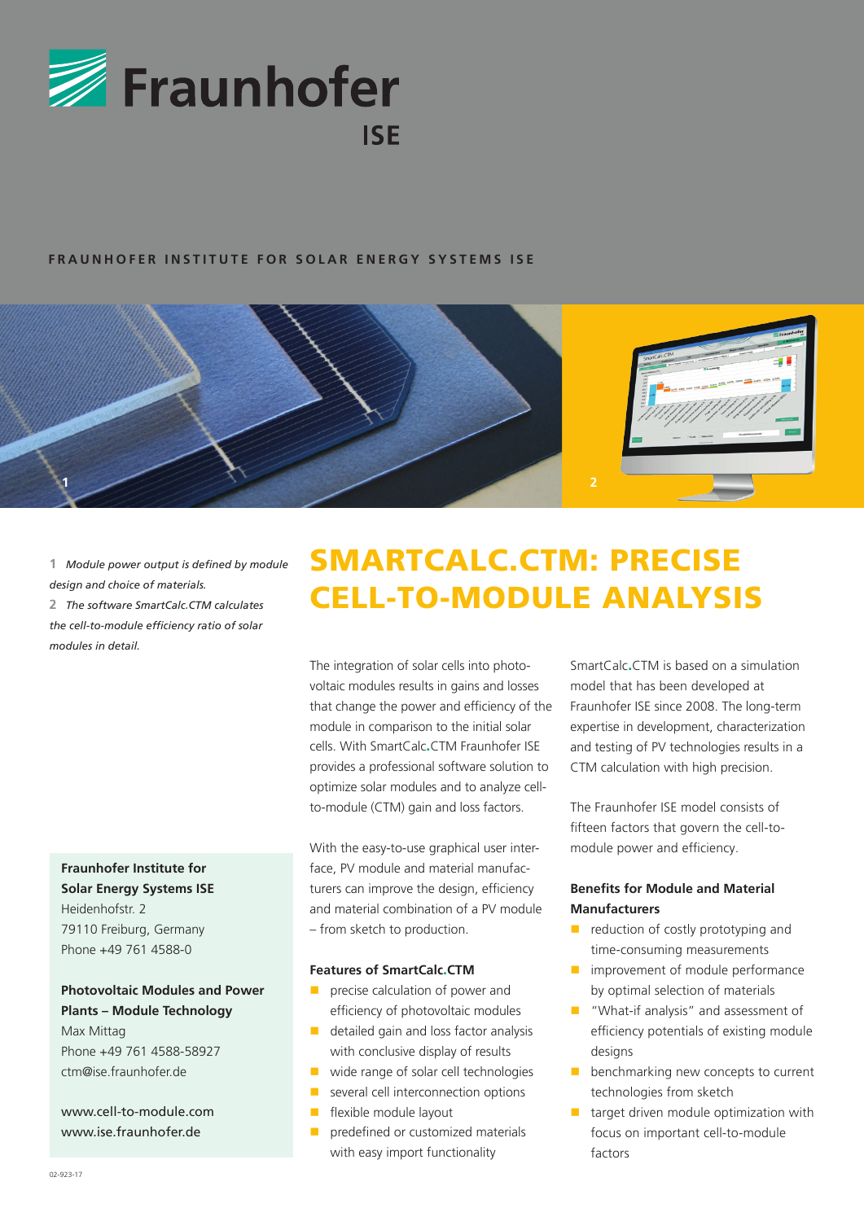Fraunhofer ISE

FRAUNHOFER INSTITUTE FOR SOLAR ENERGY SYSTEMS ISE

1 *Module power output is defined by module design and choice of materials.*

2 *The software SmartCalc.CTM calculates the cell-to-module efficiency ratio of solar modules in detail.*

# SMARTCALC.CTM: PRECISE CELL-TO-MODULE ANALYSIS

The integration of solar cells into photovoltaic modules results in gains and losses that change the power and efficiency of the module in comparison to the initial solar cells. With SmartCalc.CTM Fraunhofer ISE provides a professional software solution to optimize solar modules and to analyze cell-to-module (CTM) gain and loss factors.

With the easy-to-use graphical user interface, PV module and material manufacturers can improve the design, efficiency and material combination of a PV module – from sketch to production.

### Features of SmartCalc.CTM

- precise calculation of power and efficiency of photovoltaic modules
- detailed gain and loss factor analysis with conclusive display of results
- wide range of solar cell technologies
- several cell interconnection options
- flexible module layout
- predefined or customized materials with easy import functionality

SmartCalc.CTM is based on a simulation model that has been developed at Fraunhofer ISE since 2008. The long-term expertise in development, characterization and testing of PV technologies results in a CTM calculation with high precision.

The Fraunhofer ISE model consists of fifteen factors that govern the cell-to-module power and efficiency.

### Benefits for Module and Material Manufacturers

- reduction of costly prototyping and time-consuming measurements
- improvement of module performance by optimal selection of materials
- "What-if analysis" and assessment of efficiency potentials of existing module designs
- benchmarking new concepts to current technologies from sketch
- target driven module optimization with focus on important cell-to-module factors

**Fraunhofer Institute for Solar Energy Systems ISE**
Heidenhofstr. 2
79110 Freiburg, Germany
Phone +49 761 4588-0

**Photovoltaic Modules and Power Plants – Module Technology**
Max Mittag
Phone +49 761 4588-58927
ctm@ise.fraunhofer.de

www.cell-to-module.com
www.ise.fraunhofer.de

02-923-17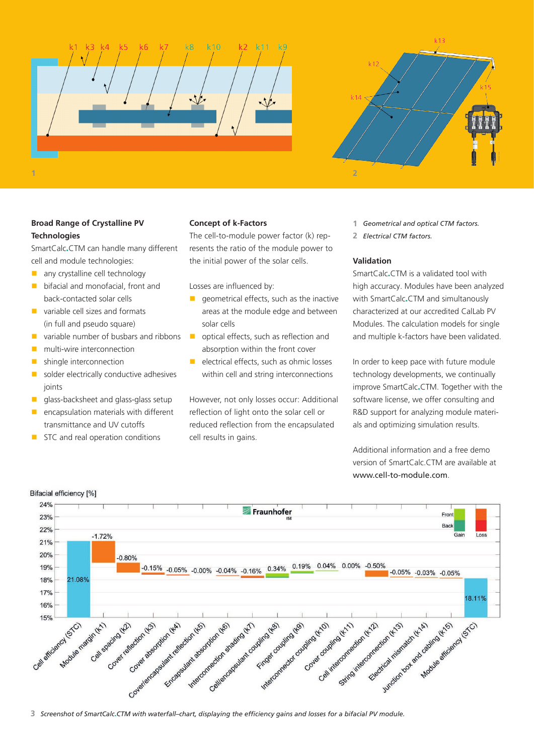k1 k3 k4 k5 k6 k7 k8 k10 k2 k11 k9

1

k13 k12 k14 k15

2

## Broad Range of Crystalline PV Technologies

SmartCalc.CTM can handle many different cell and module technologies:

- any crystalline cell technology
- bifacial and monofacial, front and back-contacted solar cells
- variable cell sizes and formats (in full and pseudo square)
- variable number of busbars and ribbons
- multi-wire interconnection
- shingle interconnection
- solder electrically conductive adhesives joints
- glass-backsheet and glass-glass setup
- encapsulation materials with different transmittance and UV cutoffs
- STC and real operation conditions

## Concept of k-Factors

The cell-to-module power factor (k) represents the ratio of the module power to the initial power of the solar cells.

Losses are influenced by:

- geometrical effects, such as the inactive areas at the module edge and between solar cells
- optical effects, such as reflection and absorption within the front cover
- electrical effects, such as ohmic losses within cell and string interconnections

However, not only losses occur: Additional reflection of light onto the solar cell or reduced reflection from the encapsulated cell results in gains.

1 *Geometrical and optical CTM factors.*

2 *Electrical CTM factors.*

## Validation

SmartCalc.CTM is a validated tool with high accuracy. Modules have been analyzed with SmartCalc.CTM and simultanously characterized at our accredited CalLab PV Modules. The calculation models for single and multiple k-factors have been validated.

In order to keep pace with future module technology developments, we continually improve SmartCalc.CTM. Together with the software license, we offer consulting and R&D support for analyzing module materials and optimizing simulation results.

Additional information and a free demo version of SmartCalc.CTM are available at www.cell-to-module.com.

Bifacial efficiency [%]

24% 23% 22% 21% 20% 19% 18% 17% 16% 15%

Fraunhofer ISE

Front Back Gain Loss

21.08% -1.72% -0.80% -0.15% -0.05% -0.00% -0.04% -0.16% 0.34% 0.19% 0.04% 0.00% -0.50% -0.05% -0.03% -0.05% 18.11%

Cell efficiency (STC), Module margin (k1), Cell spacing (k2), Cover reflection (k3), Cover absorption (k4), Cover/encapsulant reflection (k5), Encapsulant absorption (k6), Interconnection shading (k7), Cell/encapsulant coupling (k8), Finger coupling (k9), Interconnector coupling (k10), Cover coupling (k11), Cell interconnection (k12), String interconnection (k13), Electrical mismatch (k14), Junction box and cabling (k15), Module efficiency (STC)

3 *Screenshot of SmartCalc.CTM with waterfall–chart, displaying the efficiency gains and losses for a bifacial PV module.*